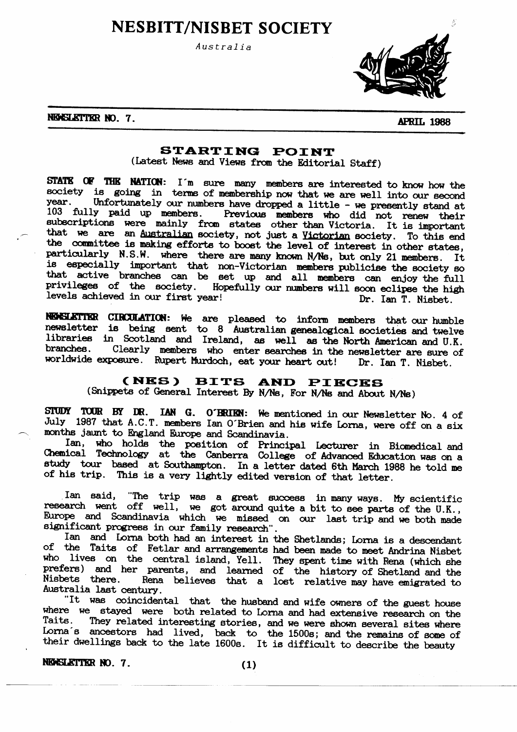# NESBITT/NISBET SOCIETY

*Australia*

**NEWSLETTER NO. 7.** **APRIL 1988**

## STARTING POINT

(Latest News and Views from the Editorial Staff)

**STATE OF THE NATION:** I'm sure many members are interested to know how the society is going in terms of membership now that we are well into our second year. Unfortunately our numbers have dropped a little - we presently stand at 103 fully paid up members. Previous members who did not renew their subscriptions were mainly from states other than Victoria. It is important that we are an Australian society, not just a Victorian society. To this end the committee is making efforts to boost the level of interest in other states, particularly N.S.W. where there are many known N/Ns, but only 21 members. It is especially important that non-Victorian members publicise the society so that active branches can be set up and all members can enjoy the full privileges of the society. Hopefully our numbers will soon eclipse the high levels achieved in our first year! Dr. Ian T. Nisbet.

**NEWSLETTER CIRCULATION:** We are pleased to inform members that our humble newsletter is being sent to 8 Australian genealogical societies and twelve libraries in Scotland and Ireland, as well as the North American and U.K. branches. Clearly members who enter searches in the newsletter are sure of worldwide exposure. Rupert Murdoch, eat your heart out! Dr. Ian T. Nisbet.

## (NES) BITS AND PIECES

(Snippets of General Interest By N/Ns, For N/Ns and About N/Ns)

**STUDY TOUR BY DR. IAN G. O'BRIEN:** We mentioned in our Newsletter No. 4 of July 1987 that A.C.T. members Ian O'Brien and his wife Lorna, were off on a six months jaunt to England Europe and Scandinavia.

Ian, who holds the position of Principal Lecturer in Biomedical and Chemical Technology at the Canberra College of Advanced Education was on a study tour based at Southampton. In a letter dated 6th March 1988 he told me of his trip. This is a very lightly edited version of that letter.

Ian said, "The trip was a great success in many ways. My scientific research went off well, we got around quite a bit to see parts of the U.K., Europe and Scandinavia which we missed on our last trip and we both made significant progress in our family research".

Ian and Lorna both had an interest in the Shetlands; Lorna is a descendant of the Taits of Fetlar and arrangements had been made to meet Andrina Nisbet who lives on the central island, Yell. They spent time with Rena (which she prefers) and her parents, and learned of the history of Shetland and the Nisbets there. Rena believes that a lost relative may have emigrated to Australia last century.

"It was coincidental that the husband and wife owners of the guest house where we stayed were both related to Lorna and had extensive research on the Taits. They related interesting stories, and we were shown several sites where Lorna's ancestors had lived, back to the 1500s; and the remains of some of their dwellings back to the late 1600s. It is difficult to describe the beauty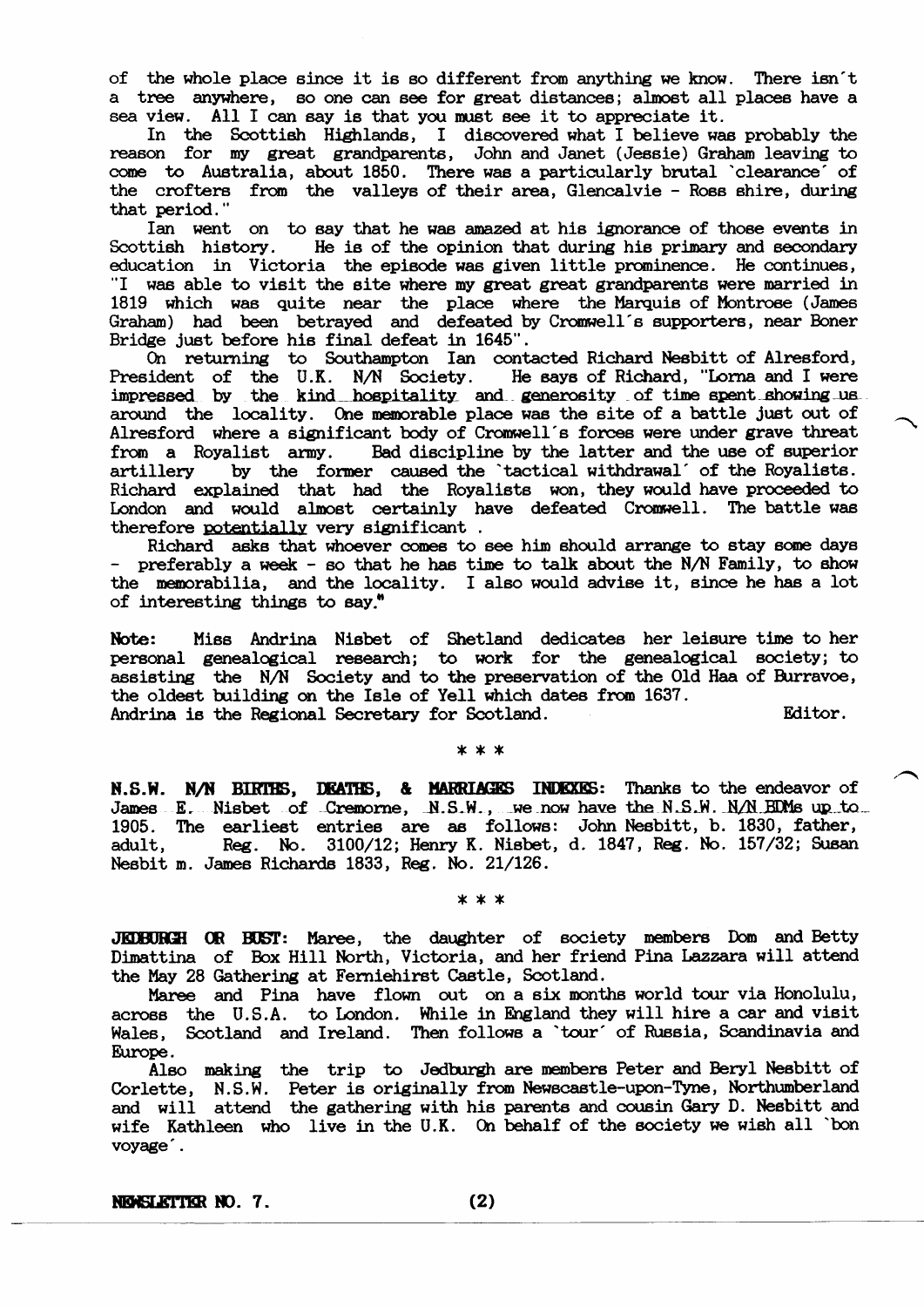of the whole place since it is so different from anything we know. There isn't a tree anywhere, so one can see for great distances; almost all places have a sea view. All I can say is that you must see it to appreciate it.

In the Scottish Highlands, I discovered what I believe was probably the reason for my great grandparents, John and Janet (Jessie) Graham leaving to come to Australia, about 1850. There was a particularly brutal 'clearance' of the crofters from the valleys of their area, Glencalvie - Ross shire, during that period."

Ian went on to say that he was amazed at his ignorance of those events in Scottish history. He is of the opinion that during his primary and secondary education in Victoria the episode was given little prominence. He continues, "I was able to visit the site where my great great grandparents were married in 1819 which was quite near the place where the Marquis of Montrose (James Graham) had been betrayed and defeated by Cromwell's supporters, near Boner Bridge just before his final defeat in 1645".

On returning to Southampton Ian contacted Richard Nesbitt of Alresford, President of the U.K. N/N Society. He says of Richard, "Lorna and I were impressed by the kind hospitality and generosity of time spent showing us around the locality. One memorable place was the site of a battle just out of Alresford where a significant body of Cromwell's forces were under grave threat from a Royalist army. Bad discipline by the latter and the use of superior artillery by the former caused the 'tactical withdrawal' of the Royalists. Richard explained that had the Royalists won, they would have proceeded to London and would almost certainly have defeated Cromwell. The battle was therefore potentially very significant .

Richard asks that whoever comes to see him should arrange to stay some days - preferably a week - so that he has time to talk about the N/N Family, to show the memorabilia, and the locality. I also would advise it, since he has a lot of interesting things to say."

**Note:** Miss Andrina Nisbet of Shetland dedicates her leisure time to her personal genealogical research; to work for the genealogical society; to assisting the N/N Society and to the preservation of the Old Haa of Burravoe, the oldest building on the Isle of Yell which dates from 1637. Andrina is the Regional Secretary for Scotland. Editor.

\* \* \*

**N.S.W. N/N BIRTHS, DEATHS, & MARRIAGES INDEXES:** Thanks to the endeavor of James E. Nisbet of Cremorne, N.S.W., we now have the N.S.W. N/N BDMs up to 1905. The earliest entries are as follows: John Nesbitt, b. 1830, father, adult, Reg. No. 3100/12; Henry K. Nisbet, d. 1847, Reg. No. 157/32; Susan Nesbit m. James Richards 1833, Reg. No. 21/126.

\* \* \*

**JEDBURGH OR BUST:** Maree, the daughter of society members Dom and Betty Dimattina of Box Hill North, Victoria, and her friend Pina Lazzara will attend the May 28 Gathering at Ferniehirst Castle, Scotland.

Maree and Pina have flown out on a six months world tour via Honolulu, across the U.S.A. to London. While in England they will hire a car and visit Wales, Scotland and Ireland. Then follows a 'tour' of Russia, Scandinavia and Europe.

Also making the trip to Jedburgh are members Peter and Beryl Nesbitt of Corlette, N.S.W. Peter is originally from Newscastle-upon-Tyne, Northumberland and will attend the gathering with his parents and cousin Gary D. Nesbitt and wife Kathleen who live in the U.K. On behalf of the society we wish all 'bon voyage'.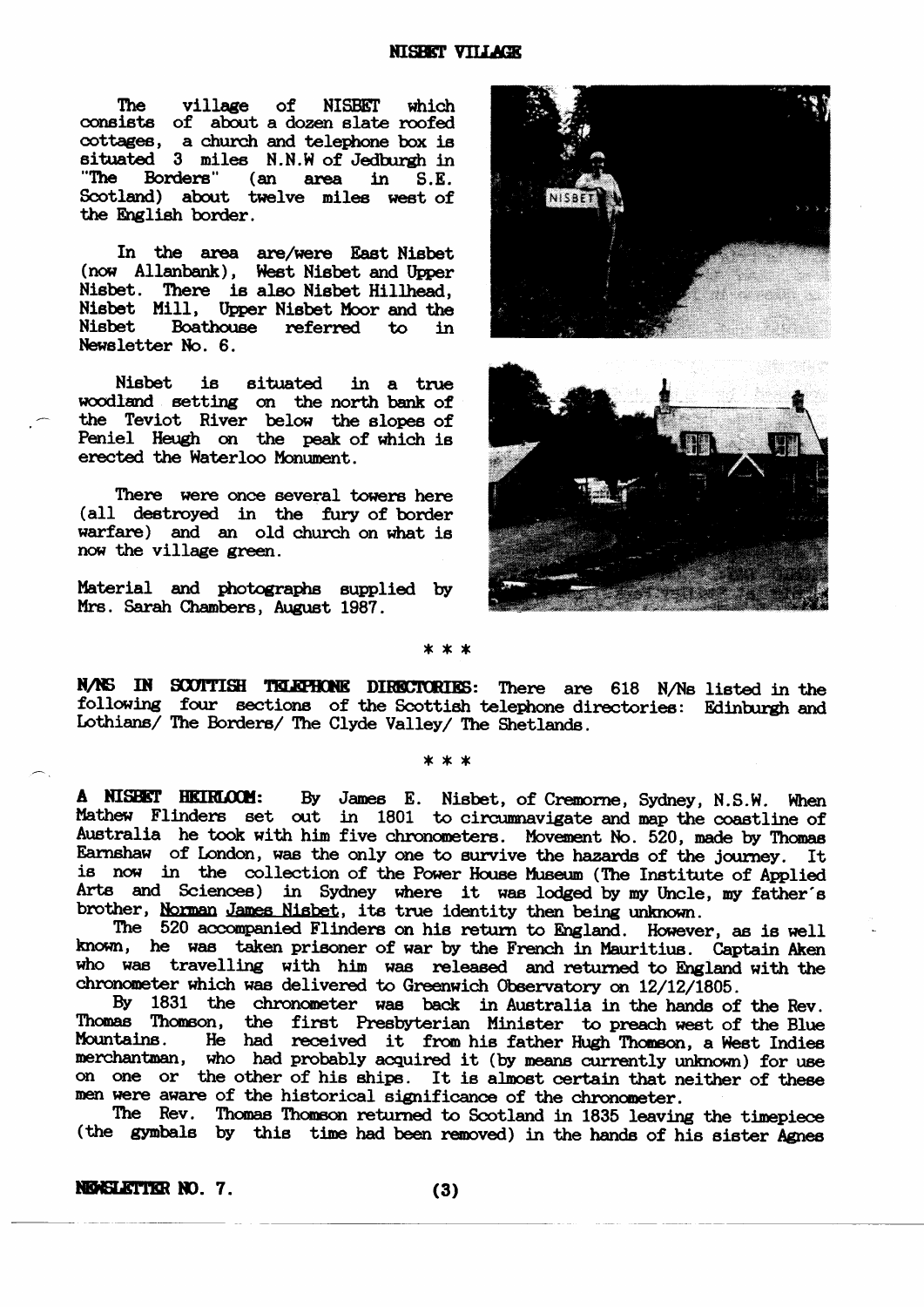## NISBET VILLAGE

The village of NISBET which consists of about a dozen slate roofed cottages, a church and telephone box is situated 3 miles N.N.W of Jedburgh in "The Borders" (an area in S.E. Scotland) about twelve miles west of the English border.

In the area are/were East Nisbet (now Allanbank), West Nisbet and Upper Nisbet. There is also Nisbet Hillhead, Nisbet Mill, Upper Nisbet Moor and the Nisbet Boathouse referred to in Newsletter No. 6.

Nisbet is situated in a true woodland setting on the north bank of the Teviot River below the slopes of Peniel Heugh on the peak of which is erected the Waterloo Monument.

There were once several towers here (all destroyed in the fury of border warfare) and an old church on what is now the village green.

Material and photographs supplied by Mrs. Sarah Chambers, August 1987.

\* \* \*

**N/NS IN SCOTTISH TELEPHONE DIRECTORIES:** There are 618 N/Ns listed in the following four sections of the Scottish telephone directories: Edinburgh and Lothians/ The Borders/ The Clyde Valley/ The Shetlands.

\* \* \*

**A NISBET HEIRLOOM:** By James E. Nisbet, of Cremorne, Sydney, N.S.W. When Mathew Flinders set out in 1801 to circumnavigate and map the coastline of Australia he took with him five chronometers. Movement No. 520, made by Thomas Earnshaw of London, was the only one to survive the hazards of the journey. It is now in the collection of the Power House Museum (The Institute of Applied Arts and Sciences) in Sydney where it was lodged by my Uncle, my father's brother, Norman James Nisbet, its true identity then being unknown.

The 520 accompanied Flinders on his return to England. However, as is well known, he was taken prisoner of war by the French in Mauritius. Captain Aken who was travelling with him was released and returned to England with the chronometer which was delivered to Greenwich Observatory on 12/12/1805.

By 1831 the chronometer was back in Australia in the hands of the Rev. Thomas Thomson, the first Presbyterian Minister to preach west of the Blue Mountains. He had received it from his father Hugh Thomson, a West Indies merchantman, who had probably acquired it (by means currently unknown) for use on one or the other of his ships. It is almost certain that neither of these men were aware of the historical significance of the chronometer.

The Rev. Thomas Thomson returned to Scotland in 1835 leaving the timepiece (the gymbals by this time had been removed) in the hands of his sister Agnes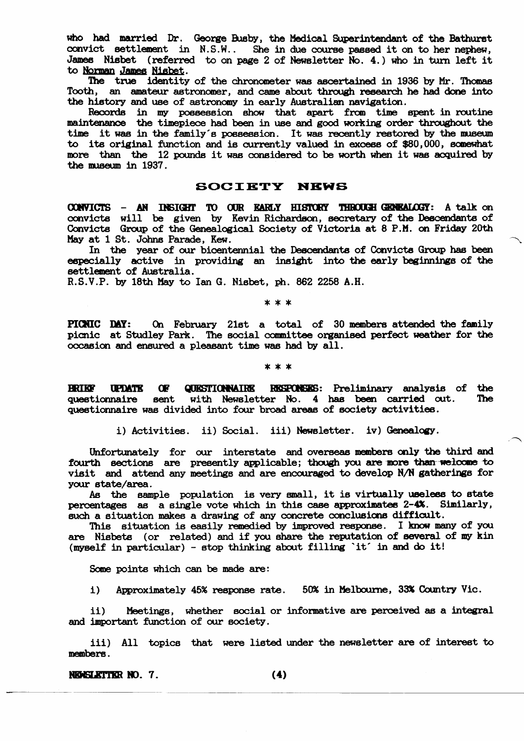who had married Dr. George Busby, the Medical Superintendant of the Bathurst convict settlement in N.S.W.. She in due course passed it on to her nephew, James Nisbet (referred to on page 2 of Newsletter No. 4.) who in turn left it to Norman James Nisbet.

The true identity of the chronometer was ascertained in 1936 by Mr. Thomas Tooth, an amateur astronomer, and came about through research he had done into the history and use of astronomy in early Australian navigation.

Records in my possession show that apart from time spent in routine maintenance the timepiece had been in use and good working order throughout the time it was in the family's possession. It was recently restored by the museum to its original function and is currently valued in excess of $80,000, somewhat more than the 12 pounds it was considered to be worth when it was acquired by the museum in 1937.

## SOCIETY NEWS

**CONVICTS - AN INSIGHT TO OUR EARLY HISTORY THROUGH GENEALOGY:** A talk on convicts will be given by Kevin Richardson, secretary of the Descendants of Convicts Group of the Genealogical Society of Victoria at 8 P.M. on Friday 20th May at 1 St. Johns Parade, Kew.

In the year of our bicentennial the Descendants of Convicts Group has been especially active in providing an insight into the early beginnings of the settlement of Australia.

R.S.V.P. by 18th May to Ian G. Nisbet, ph. 862 2258 A.H.

\* \* \*

**PICNIC DAY:** On February 21st a total of 30 members attended the family picnic at Studley Park. The social committee organised perfect weather for the occasion and ensured a pleasant time was had by all.

\* \* \*

**BRIEF UPDATE OF QUESTIONNAIRE RESPONSES:** Preliminary analysis of the questionnaire sent with Newsletter No. 4 has been carried out. The questionnaire was divided into four broad areas of society activities.

i) Activities. ii) Social. iii) Newsletter. iv) Genealogy.

Unfortunately for our interstate and overseas members only the third and fourth sections are presently applicable; though you are more than welcome to visit and attend any meetings and are encouraged to develop N/N gatherings for your state/area.

As the sample population is very small, it is virtually useless to state percentages as a single vote which in this case approximates 2-4%. Similarly, such a situation makes a drawing of any concrete conclusions difficult.

This situation is easily remedied by improved response. I know many of you are Nisbets (or related) and if you share the reputation of several of my kin (myself in particular) - stop thinking about filling 'it' in and do it!

Some points which can be made are:

i) Approximately 45% response rate. 50% in Melbourne, 33% Country Vic.

ii) Meetings, whether social or informative are perceived as a integral and important function of our society.

iii) All topics that were listed under the newsletter are of interest to members.

**NEWSLETTER NO. 7.**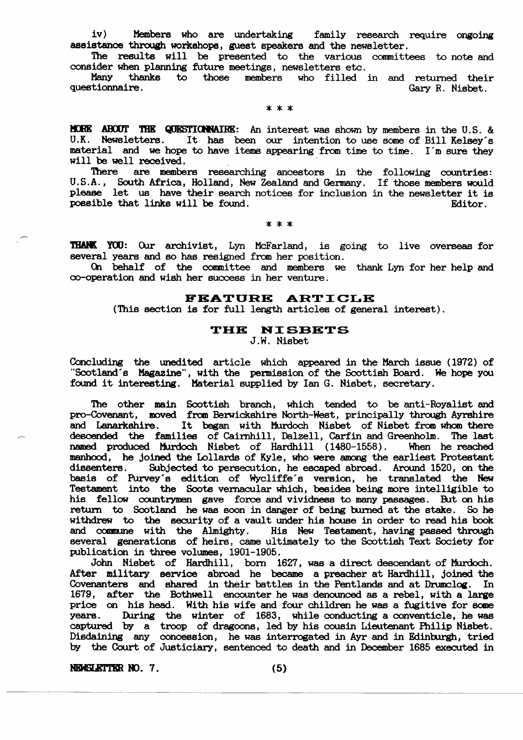iv) Members who are undertaking family research require ongoing assistance through workshops, guest speakers and the newsletter.

The results will be presented to the various committees to note and consider when planning future meetings, newsletters etc.

Many thanks to those members who filled in and returned their questionnaire. Gary R. Nisbet.

\* \* \*

**MORE ABOUT THE QUESTIONNAIRE:** An interest was shown by members in the U.S. & U.K. Newsletters. It has been our intention to use some of Bill Kelsey's material and we hope to have items appearing from time to time. I'm sure they will be well received.

There are members researching ancestors in the following countries: U.S.A., South Africa, Holland, New Zealand and Germany. If those members would please let us have their search notices for inclusion in the newsletter it is possible that links will be found. Editor.

\* \* \*

**THANK YOU:** Our archivist, Lyn McFarland, is going to live overseas for several years and so has resigned from her position.

On behalf of the committee and members we thank Lyn for her help and co-operation and wish her success in her venture.

## FEATURE ARTICLE

(This section is for full length articles of general interest).

### THE NISBETS

J.W. Nisbet

Concluding the unedited article which appeared in the March issue (1972) of "Scotland's Magazine", with the permission of the Scottish Board. We hope you found it interesting. Material supplied by Ian G. Nisbet, secretary.

The other main Scottish branch, which tended to be anti-Royalist and pro-Covenant, moved from Berwickshire North-West, principally through Ayrshire and Lanarkshire. It began with Murdoch Nisbet of Nisbet from whom there descended the families of Cairnhill, Dalzell, Carfin and Greenholm. The last named produced Murdoch Nisbet of Hardhill (1480-1558). When he reached manhood, he joined the Lollards of Kyle, who were among the earliest Protestant dissenters. Subjected to persecution, he escaped abroad. Around 1520, on the basis of Purvey's edition of Wycliffe's version, he translated the New Testament into the Scots vernacular which, besides being more intelligible to his fellow countrymen gave force and vividness to many passages. But on his return to Scotland he was soon in danger of being burned at the stake. So he withdrew to the security of a vault under his house in order to read his book and commune with the Almighty. His New Testament, having passed through several generations of heirs, came ultimately to the Scottish Text Society for publication in three volumes, 1901-1905.

John Nisbet of Hardhill, born 1627, was a direct descendant of Murdoch. After military service abroad he became a preacher at Hardhill, joined the Covenanters and shared in their battles in the Pentlands and at Drumclog. In 1679, after the Bothwell encounter he was denounced as a rebel, with a large price on his head. With his wife and four children he was a fugitive for some years. During the winter of 1683, while conducting a conventicle, he was captured by a troop of dragoons, led by his cousin Lieutenant Philip Nisbet. Disdaining any concession, he was interrogated in Ayr and in Edinburgh, tried by the Court of Justiciary, sentenced to death and in December 1685 executed in

NEWSLETTER NO. 7.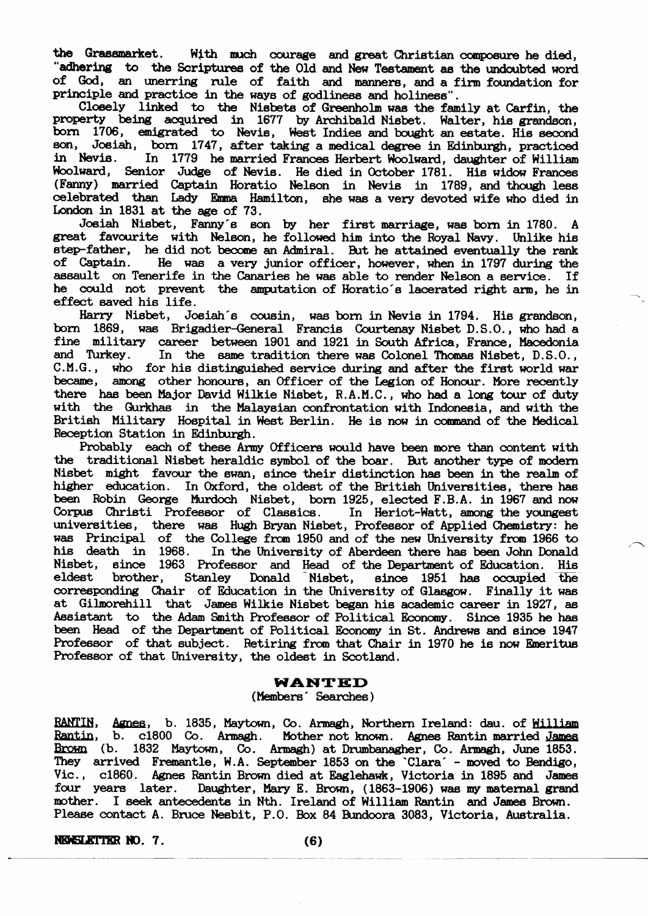the Grassmarket. With much courage and great Christian composure he died, "adhering to the Scriptures of the Old and New Testament as the undoubted word of God, an unerring rule of faith and manners, and a firm foundation for principle and practice in the ways of godliness and holiness".

Closely linked to the Nisbets of Greenholm was the family at Carfin, the property being acquired in 1677 by Archibald Nisbet. Walter, his grandson, born 1706, emigrated to Nevis, West Indies and bought an estate. His second son, Josiah, born 1747, after taking a medical degree in Edinburgh, practiced in Nevis. In 1779 he married Frances Herbert Woolward, daughter of William Woolward, Senior Judge of Nevis. He died in October 1781. His widow Frances (Fanny) married Captain Horatio Nelson in Nevis in 1789, and though less celebrated than Lady Emma Hamilton, she was a very devoted wife who died in London in 1831 at the age of 73.

Josiah Nisbet, Fanny's son by her first marriage, was born in 1780. A great favourite with Nelson, he followed him into the Royal Navy. Unlike his step-father, he did not become an Admiral. But he attained eventually the rank of Captain. He was a very junior officer, however, when in 1797 during the assault on Tenerife in the Canaries he was able to render Nelson a service. If he could not prevent the amputation of Horatio's lacerated right arm, he in effect saved his life.

Harry Nisbet, Josiah's cousin, was born in Nevis in 1794. His grandson, born 1869, was Brigadier-General Francis Courtenay Nisbet D.S.O., who had a fine military career between 1901 and 1921 in South Africa, France, Macedonia and Turkey. In the same tradition there was Colonel Thomas Nisbet, D.S.O., C.M.G., who for his distinguished service during and after the first world war became, among other honours, an Officer of the Legion of Honour. More recently there has been Major David Wilkie Nisbet, R.A.M.C., who had a long tour of duty with the Gurkhas in the Malaysian confrontation with Indonesia, and with the British Military Hospital in West Berlin. He is now in command of the Medical Reception Station in Edinburgh.

Probably each of these Army Officers would have been more than content with the traditional Nisbet heraldic symbol of the boar. But another type of modern Nisbet might favour the swan, since their distinction has been in the realm of higher education. In Oxford, the oldest of the British Universities, there has been Robin George Murdoch Nisbet, born 1925, elected F.B.A. in 1967 and now Corpus Christi Professor of Classics. In Heriot-Watt, among the youngest universities, there was Hugh Bryan Nisbet, Professor of Applied Chemistry: he was Principal of the College from 1950 and of the new University from 1966 to his death in 1968. In the University of Aberdeen there has been John Donald Nisbet, since 1963 Professor and Head of the Department of Education. His eldest brother, Stanley Donald Nisbet, since 1951 has occupied the corresponding Chair of Education in the University of Glasgow. Finally it was at Gilmorehill that James Wilkie Nisbet began his academic career in 1927, as Assistant to the Adam Smith Professor of Political Economy. Since 1935 he has been Head of the Department of Political Economy in St. Andrews and since 1947 Professor of that subject. Retiring from that Chair in 1970 he is now Emeritus Professor of that University, the oldest in Scotland.

## WANTED

(Members' Searches)

RANTIN, Agnes, b. 1835, Maytown, Co. Armagh, Northern Ireland: dau. of William Rantin, b. c1800 Co. Armagh. Mother not known. Agnes Rantin married James Brown (b. 1832 Maytown, Co. Armagh) at Drumbanagher, Co. Armagh, June 1853. They arrived Fremantle, W.A. September 1853 on the 'Clara' - moved to Bendigo, Vic., c1860. Agnes Rantin Brown died at Eaglehawk, Victoria in 1895 and James four years later. Daughter, Mary E. Brown, (1863-1906) was my maternal grand mother. I seek antecedents in Nth. Ireland of William Rantin and James Brown. Please contact A. Bruce Nesbit, P.O. Box 84 Bundoora 3083, Victoria, Australia.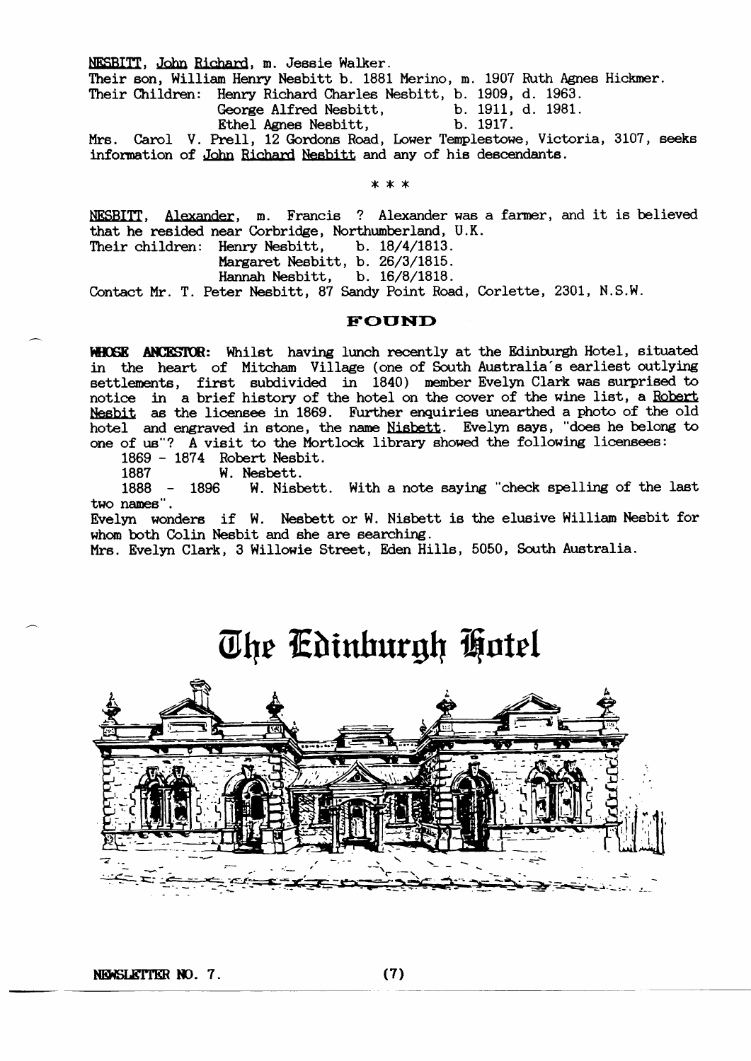NESBITT, John Richard, m. Jessie Walker.
Their son, William Henry Nesbitt b. 1881 Merino, m. 1907 Ruth Agnes Hickmer.
Their Children: Henry Richard Charles Nesbitt, b. 1909, d. 1963.
George Alfred Nesbitt, b. 1911, d. 1981.
Ethel Agnes Nesbitt, b. 1917.
Mrs. Carol V. Prell, 12 Gordons Road, Lower Templestowe, Victoria, 3107, seeks information of John Richard Nesbitt and any of his descendants.

\* \* \*

NESBITT, Alexander, m. Francis ? Alexander was a farmer, and it is believed that he resided near Corbridge, Northumberland, U.K.
Their children: Henry Nesbitt, b. 18/4/1813.
Margaret Nesbitt, b. 26/3/1815.
Hannah Nesbitt, b. 16/8/1818.
Contact Mr. T. Peter Nesbitt, 87 Sandy Point Road, Corlette, 2301, N.S.W.

## FOUND

**WHOSE ANCESTOR:** Whilst having lunch recently at the Edinburgh Hotel, situated in the heart of Mitcham Village (one of South Australia's earliest outlying settlements, first subdivided in 1840) member Evelyn Clark was surprised to notice in a brief history of the hotel on the cover of the wine list, a Robert Nesbit as the licensee in 1869. Further enquiries unearthed a photo of the old hotel and engraved in stone, the name Nisbett. Evelyn says, "does he belong to one of us"? A visit to the Mortlock library showed the following licensees:

1869 - 1874 Robert Nesbit.
1887 W. Nesbett.
1888 - 1896 W. Nisbett. With a note saying "check spelling of the last two names".

Evelyn wonders if W. Nesbett or W. Nisbett is the elusive William Nesbit for whom both Colin Nesbit and she are searching.
Mrs. Evelyn Clark, 3 Willowie Street, Eden Hills, 5050, South Australia.

The Edinburgh Hotel